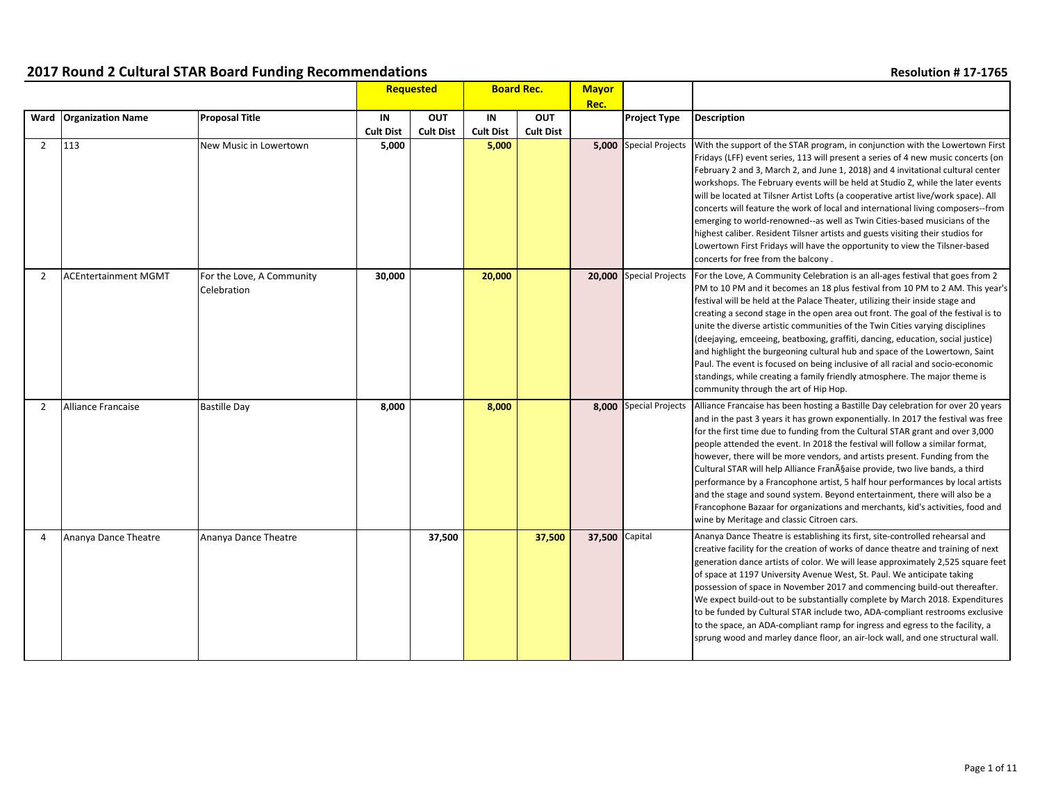## 2017 Round 2 Cultural STAR Board Funding Recommendations

**Resolution # 17-1765**

| | | | Requested | | Board Rec. | | Mayor Rec. | | |
|---|---|---|---|---|---|---|---|---|---|
| Ward | Organization Name | Proposal Title | IN Cult Dist | OUT Cult Dist | IN Cult Dist | OUT Cult Dist | | Project Type | Description |
| 2 | 113 | New Music in Lowertown | 5,000 | | 5,000 | | 5,000 | Special Projects | With the support of the STAR program, in conjunction with the Lowertown First Fridays (LFF) event series, 113 will present a series of 4 new music concerts (on February 2 and 3, March 2, and June 1, 2018) and 4 invitational cultural center workshops. The February events will be held at Studio Z, while the later events will be located at Tilsner Artist Lofts (a cooperative artist live/work space). All concerts will feature the work of local and international living composers--from emerging to world-renowned--as well as Twin Cities-based musicians of the highest caliber. Resident Tilsner artists and guests visiting their studios for Lowertown First Fridays will have the opportunity to view the Tilsner-based concerts for free from the balcony . |
| 2 | ACEntertainment MGMT | For the Love, A Community Celebration | 30,000 | | 20,000 | | 20,000 | Special Projects | For the Love, A Community Celebration is an all-ages festival that goes from 2 PM to 10 PM and it becomes an 18 plus festival from 10 PM to 2 AM. This year's festival will be held at the Palace Theater, utilizing their inside stage and creating a second stage in the open area out front. The goal of the festival is to unite the diverse artistic communities of the Twin Cities varying disciplines (deejaying, emceeing, beatboxing, graffiti, dancing, education, social justice) and highlight the burgeoning cultural hub and space of the Lowertown, Saint Paul. The event is focused on being inclusive of all racial and socio-economic standings, while creating a family friendly atmosphere. The major theme is community through the art of Hip Hop. |
| 2 | Alliance Francaise | Bastille Day | 8,000 | | 8,000 | | 8,000 | Special Projects | Alliance Francaise has been hosting a Bastille Day celebration for over 20 years and in the past 3 years it has grown exponentially. In 2017 the festival was free for the first time due to funding from the Cultural STAR grant and over 3,000 people attended the event. In 2018 the festival will follow a similar format, however, there will be more vendors, and artists present. Funding from the Cultural STAR will help Alliance FranÃ§aise provide, two live bands, a third performance by a Francophone artist, 5 half hour performances by local artists and the stage and sound system. Beyond entertainment, there will also be a Francophone Bazaar for organizations and merchants, kid's activities, food and wine by Meritage and classic Citroen cars. |
| 4 | Ananya Dance Theatre | Ananya Dance Theatre | | 37,500 | | 37,500 | 37,500 | Capital | Ananya Dance Theatre is establishing its first, site-controlled rehearsal and creative facility for the creation of works of dance theatre and training of next generation dance artists of color. We will lease approximately 2,525 square feet of space at 1197 University Avenue West, St. Paul. We anticipate taking possession of space in November 2017 and commencing build-out thereafter. We expect build-out to be substantially complete by March 2018. Expenditures to be funded by Cultural STAR include two, ADA-compliant restrooms exclusive to the space, an ADA-compliant ramp for ingress and egress to the facility, a sprung wood and marley dance floor, an air-lock wall, and one structural wall. |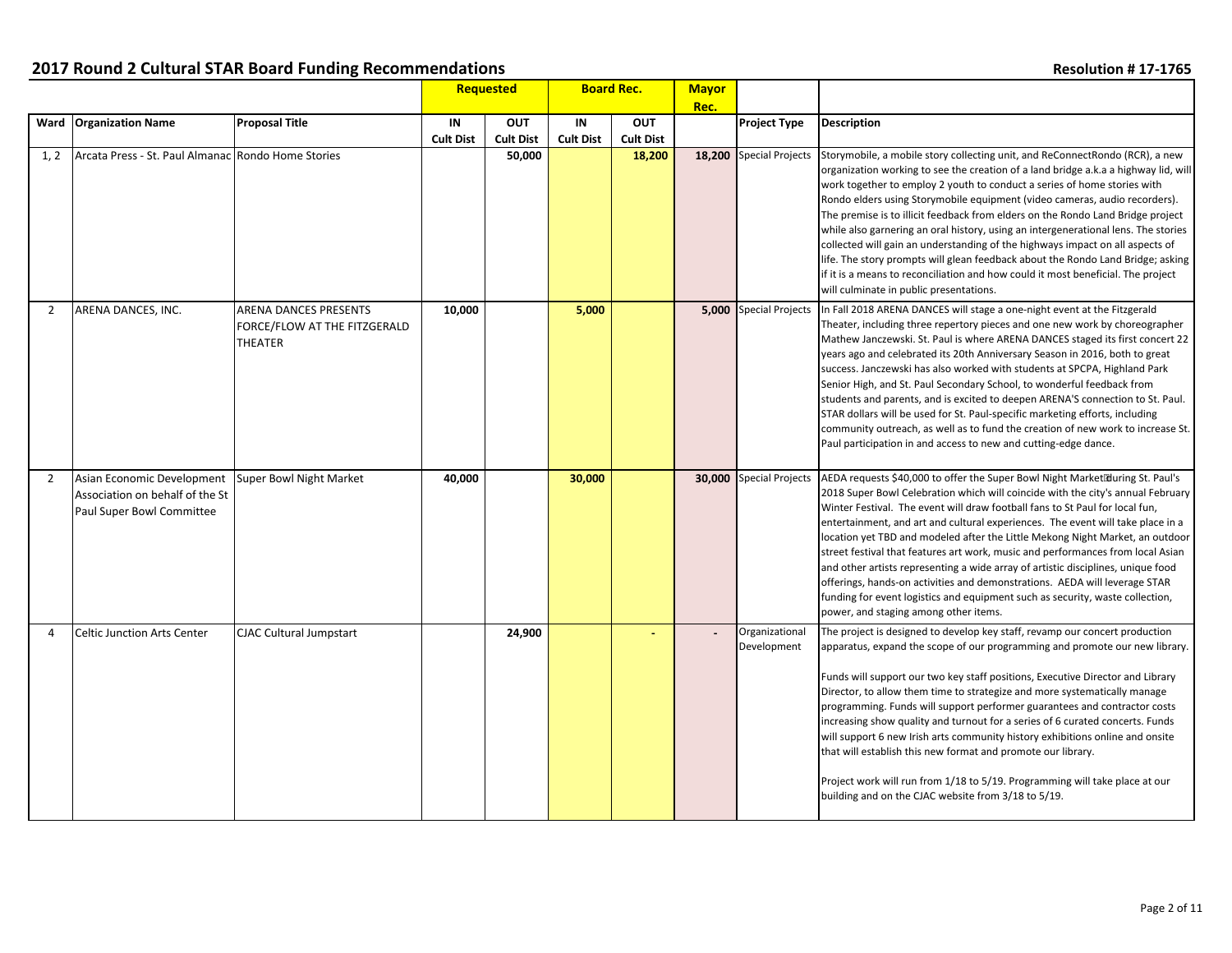## 2017 Round 2 Cultural STAR Board Funding Recommendations

Resolution # 17-1765

| | | | Requested | | Board Rec. | | Mayor Rec. | | |
|---|---|---|---|---|---|---|---|---|---|
| Ward | Organization Name | Proposal Title | IN Cult Dist | OUT Cult Dist | IN Cult Dist | OUT Cult Dist | | Project Type | Description |
| 1, 2 | Arcata Press - St. Paul Almanac | Rondo Home Stories | | 50,000 | | 18,200 | 18,200 | Special Projects | Storymobile, a mobile story collecting unit, and ReConnectRondo (RCR), a new organization working to see the creation of a land bridge a.k.a a highway lid, will work together to employ 2 youth to conduct a series of home stories with Rondo elders using Storymobile equipment (video cameras, audio recorders). The premise is to illicit feedback from elders on the Rondo Land Bridge project while also garnering an oral history, using an intergenerational lens. The stories collected will gain an understanding of the highways impact on all aspects of life. The story prompts will glean feedback about the Rondo Land Bridge; asking if it is a means to reconciliation and how could it most beneficial. The project will culminate in public presentations. |
| 2 | ARENA DANCES, INC. | ARENA DANCES PRESENTS FORCE/FLOW AT THE FITZGERALD THEATER | 10,000 | | 5,000 | | 5,000 | Special Projects | In Fall 2018 ARENA DANCES will stage a one-night event at the Fitzgerald Theater, including three repertory pieces and one new work by choreographer Mathew Janczewski. St. Paul is where ARENA DANCES staged its first concert 22 years ago and celebrated its 20th Anniversary Season in 2016, both to great success. Janczewski has also worked with students at SPCPA, Highland Park Senior High, and St. Paul Secondary School, to wonderful feedback from students and parents, and is excited to deepen ARENA'S connection to St. Paul. STAR dollars will be used for St. Paul-specific marketing efforts, including community outreach, as well as to fund the creation of new work to increase St. Paul participation in and access to new and cutting-edge dance. |
| 2 | Asian Economic Development Association on behalf of the St Paul Super Bowl Committee | Super Bowl Night Market | 40,000 | | 30,000 | | 30,000 | Special Projects | AEDA requests $40,000 to offer the Super Bowl Night Market during St. Paul's 2018 Super Bowl Celebration which will coincide with the city's annual February Winter Festival. The event will draw football fans to St Paul for local fun, entertainment, and art and cultural experiences. The event will take place in a location yet TBD and modeled after the Little Mekong Night Market, an outdoor street festival that features art work, music and performances from local Asian and other artists representing a wide array of artistic disciplines, unique food offerings, hands-on activities and demonstrations. AEDA will leverage STAR funding for event logistics and equipment such as security, waste collection, power, and staging among other items. |
| 4 | Celtic Junction Arts Center | CJAC Cultural Jumpstart | | 24,900 | | - | - | Organizational Development | The project is designed to develop key staff, revamp our concert production apparatus, expand the scope of our programming and promote our new library.<br><br>Funds will support our two key staff positions, Executive Director and Library Director, to allow them time to strategize and more systematically manage programming. Funds will support performer guarantees and contractor costs increasing show quality and turnout for a series of 6 curated concerts. Funds will support 6 new Irish arts community history exhibitions online and onsite that will establish this new format and promote our library.<br><br>Project work will run from 1/18 to 5/19. Programming will take place at our building and on the CJAC website from 3/18 to 5/19. |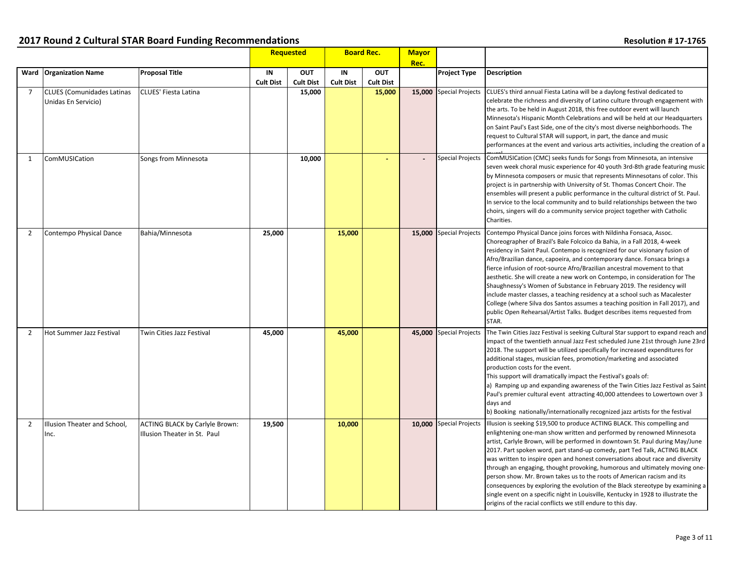## 2017 Round 2 Cultural STAR Board Funding Recommendations

**Resolution # 17-1765**

| Ward | Organization Name | Proposal Title | Requested | | Board Rec. | | Mayor Rec. | Project Type | Description |
|---|---|---|---|---|---|---|---|---|---|
| | | | IN Cult Dist | OUT Cult Dist | IN Cult Dist | OUT Cult Dist | | | |
| 7 | CLUES (Comunidades Latinas Unidas En Servicio) | CLUES' Fiesta Latina | | 15,000 | | 15,000 | 15,000 | Special Projects | CLUES's third annual Fiesta Latina will be a daylong festival dedicated to celebrate the richness and diversity of Latino culture through engagement with the arts. To be held in August 2018, this free outdoor event will launch Minnesota's Hispanic Month Celebrations and will be held at our Headquarters on Saint Paul's East Side, one of the city's most diverse neighborhoods. The request to Cultural STAR will support, in part, the dance and music performances at the event and various arts activities, including the creation of a mural. |
| 1 | ComMUSICation | Songs from Minnesota | | 10,000 | | - | - | Special Projects | ComMUSICation (CMC) seeks funds for Songs from Minnesota, an intensive seven week choral music experience for 40 youth 3rd-8th grade featuring music by Minnesota composers or music that represents Minnesotans of color. This project is in partnership with University of St. Thomas Concert Choir. The ensembles will present a public performance in the cultural district of St. Paul. In service to the local community and to build relationships between the two choirs, singers will do a community service project together with Catholic Charities. |
| 2 | Contempo Physical Dance | Bahia/Minnesota | 25,000 | | 15,000 | | 15,000 | Special Projects | Contempo Physical Dance joins forces with Nildinha Fonsaca, Assoc. Choreographer of Brazil's Bale Folcoico da Bahia, in a Fall 2018, 4-week residency in Saint Paul. Contempo is recognized for our visionary fusion of Afro/Brazilian dance, capoeira, and contemporary dance. Fonsaca brings a fierce infusion of root-source Afro/Brazilian ancestral movement to that aesthetic. She will create a new work on Contempo, in consideration for The Shaughnessy's Women of Substance in February 2019. The residency will include master classes, a teaching residency at a school such as Macalester College (where Silva dos Santos assumes a teaching position in Fall 2017), and public Open Rehearsal/Artist Talks. Budget describes items requested from STAR. |
| 2 | Hot Summer Jazz Festival | Twin Cities Jazz Festival | 45,000 | | 45,000 | | 45,000 | Special Projects | The Twin Cities Jazz Festival is seeking Cultural Star support to expand reach and impact of the twentieth annual Jazz Fest scheduled June 21st through June 23rd 2018. The support will be utilized specifically for increased expenditures for additional stages, musician fees, promotion/marketing and associated production costs for the event. This support will dramatically impact the Festival's goals of: a) Ramping up and expanding awareness of the Twin Cities Jazz Festival as Saint Paul's premier cultural event attracting 40,000 attendees to Lowertown over 3 days and b) Booking nationally/internationally recognized jazz artists for the festival |
| 2 | Illusion Theater and School, Inc. | ACTING BLACK by Carlyle Brown: Illusion Theater in St. Paul | 19,500 | | 10,000 | | 10,000 | Special Projects | Illusion is seeking $19,500 to produce ACTING BLACK. This compelling and enlightening one-man show written and performed by renowned Minnesota artist, Carlyle Brown, will be performed in downtown St. Paul during May/June 2017. Part spoken word, part stand-up comedy, part Ted Talk, ACTING BLACK was written to inspire open and honest conversations about race and diversity through an engaging, thought provoking, humorous and ultimately moving one-person show. Mr. Brown takes us to the roots of American racism and its consequences by exploring the evolution of the Black stereotype by examining a single event on a specific night in Louisville, Kentucky in 1928 to illustrate the origins of the racial conflicts we still endure to this day. |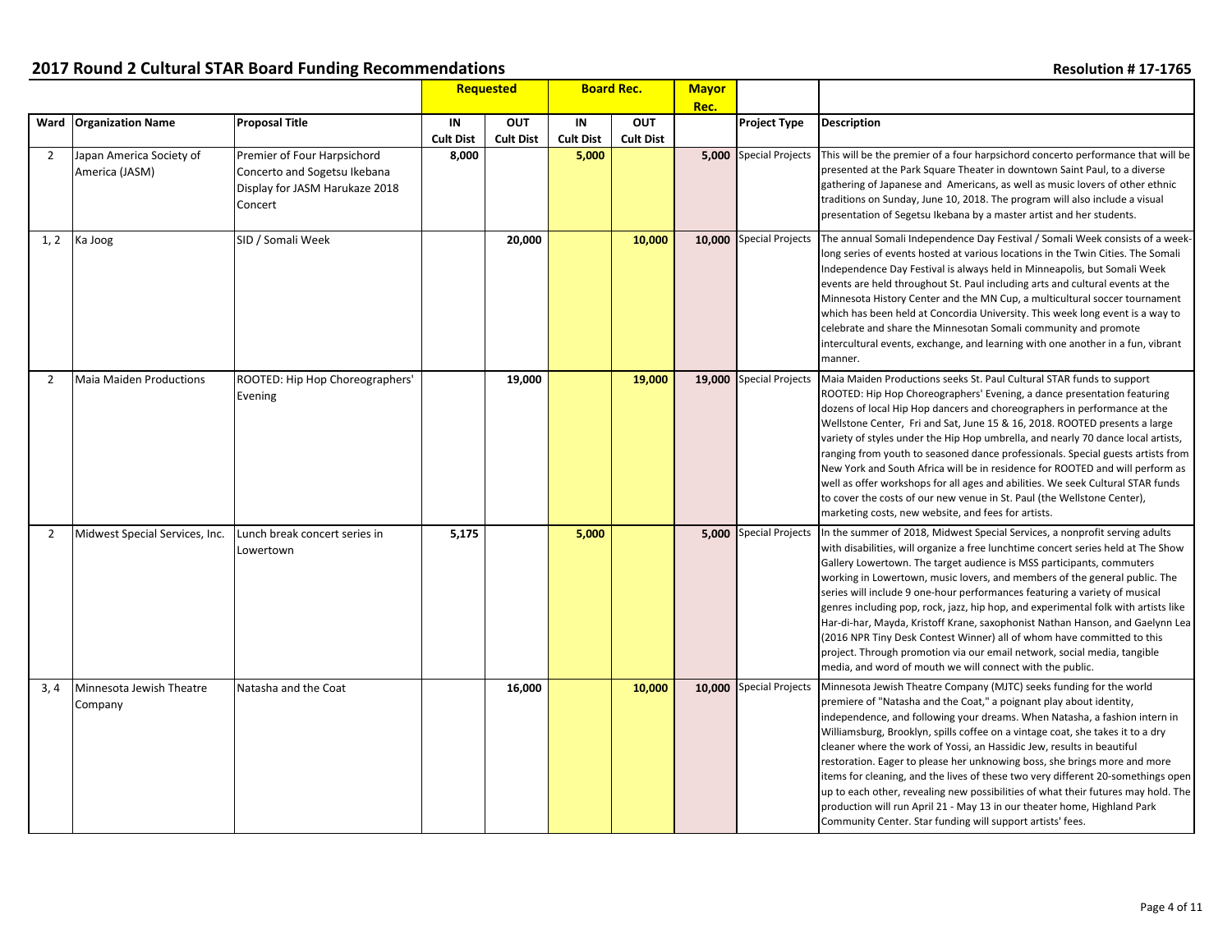## 2017 Round 2 Cultural STAR Board Funding Recommendations

**Resolution # 17-1765**

| | | | Requested | | Board Rec. | | Mayor Rec. | | |
|---|---|---|---|---|---|---|---|---|---|
| **Ward** | **Organization Name** | **Proposal Title** | **IN Cult Dist** | **OUT Cult Dist** | **IN Cult Dist** | **OUT Cult Dist** | | **Project Type** | **Description** |
| 2 | Japan America Society of America (JASM) | Premier of Four Harpsichord Concerto and Sogetsu Ikebana Display for JASM Harukaze 2018 Concert | 8,000 | | 5,000 | | 5,000 | Special Projects | This will be the premier of a four harpsichord concerto performance that will be presented at the Park Square Theater in downtown Saint Paul, to a diverse gathering of Japanese and Americans, as well as music lovers of other ethnic traditions on Sunday, June 10, 2018. The program will also include a visual presentation of Segetsu Ikebana by a master artist and her students. |
| 1, 2 | Ka Joog | SID / Somali Week | | 20,000 | | 10,000 | 10,000 | Special Projects | The annual Somali Independence Day Festival / Somali Week consists of a week-long series of events hosted at various locations in the Twin Cities. The Somali Independence Day Festival is always held in Minneapolis, but Somali Week events are held throughout St. Paul including arts and cultural events at the Minnesota History Center and the MN Cup, a multicultural soccer tournament which has been held at Concordia University. This week long event is a way to celebrate and share the Minnesotan Somali community and promote intercultural events, exchange, and learning with one another in a fun, vibrant manner. |
| 2 | Maia Maiden Productions | ROOTED: Hip Hop Choreographers' Evening | | 19,000 | | 19,000 | 19,000 | Special Projects | Maia Maiden Productions seeks St. Paul Cultural STAR funds to support ROOTED: Hip Hop Choreographers' Evening, a dance presentation featuring dozens of local Hip Hop dancers and choreographers in performance at the Wellstone Center, Fri and Sat, June 15 & 16, 2018. ROOTED presents a large variety of styles under the Hip Hop umbrella, and nearly 70 dance local artists, ranging from youth to seasoned dance professionals. Special guests artists from New York and South Africa will be in residence for ROOTED and will perform as well as offer workshops for all ages and abilities. We seek Cultural STAR funds to cover the costs of our new venue in St. Paul (the Wellstone Center), marketing costs, new website, and fees for artists. |
| 2 | Midwest Special Services, Inc. | Lunch break concert series in Lowertown | 5,175 | | 5,000 | | 5,000 | Special Projects | In the summer of 2018, Midwest Special Services, a nonprofit serving adults with disabilities, will organize a free lunchtime concert series held at The Show Gallery Lowertown. The target audience is MSS participants, commuters working in Lowertown, music lovers, and members of the general public. The series will include 9 one-hour performances featuring a variety of musical genres including pop, rock, jazz, hip hop, and experimental folk with artists like Har-di-har, Mayda, Kristoff Krane, saxophonist Nathan Hanson, and Gaelynn Lea (2016 NPR Tiny Desk Contest Winner) all of whom have committed to this project. Through promotion via our email network, social media, tangible media, and word of mouth we will connect with the public. |
| 3, 4 | Minnesota Jewish Theatre Company | Natasha and the Coat | | 16,000 | | 10,000 | 10,000 | Special Projects | Minnesota Jewish Theatre Company (MJTC) seeks funding for the world premiere of "Natasha and the Coat," a poignant play about identity, independence, and following your dreams. When Natasha, a fashion intern in Williamsburg, Brooklyn, spills coffee on a vintage coat, she takes it to a dry cleaner where the work of Yossi, an Hassidic Jew, results in beautiful restoration. Eager to please her unknowing boss, she brings more and more items for cleaning, and the lives of these two very different 20-somethings open up to each other, revealing new possibilities of what their futures may hold. The production will run April 21 - May 13 in our theater home, Highland Park Community Center. Star funding will support artists' fees. |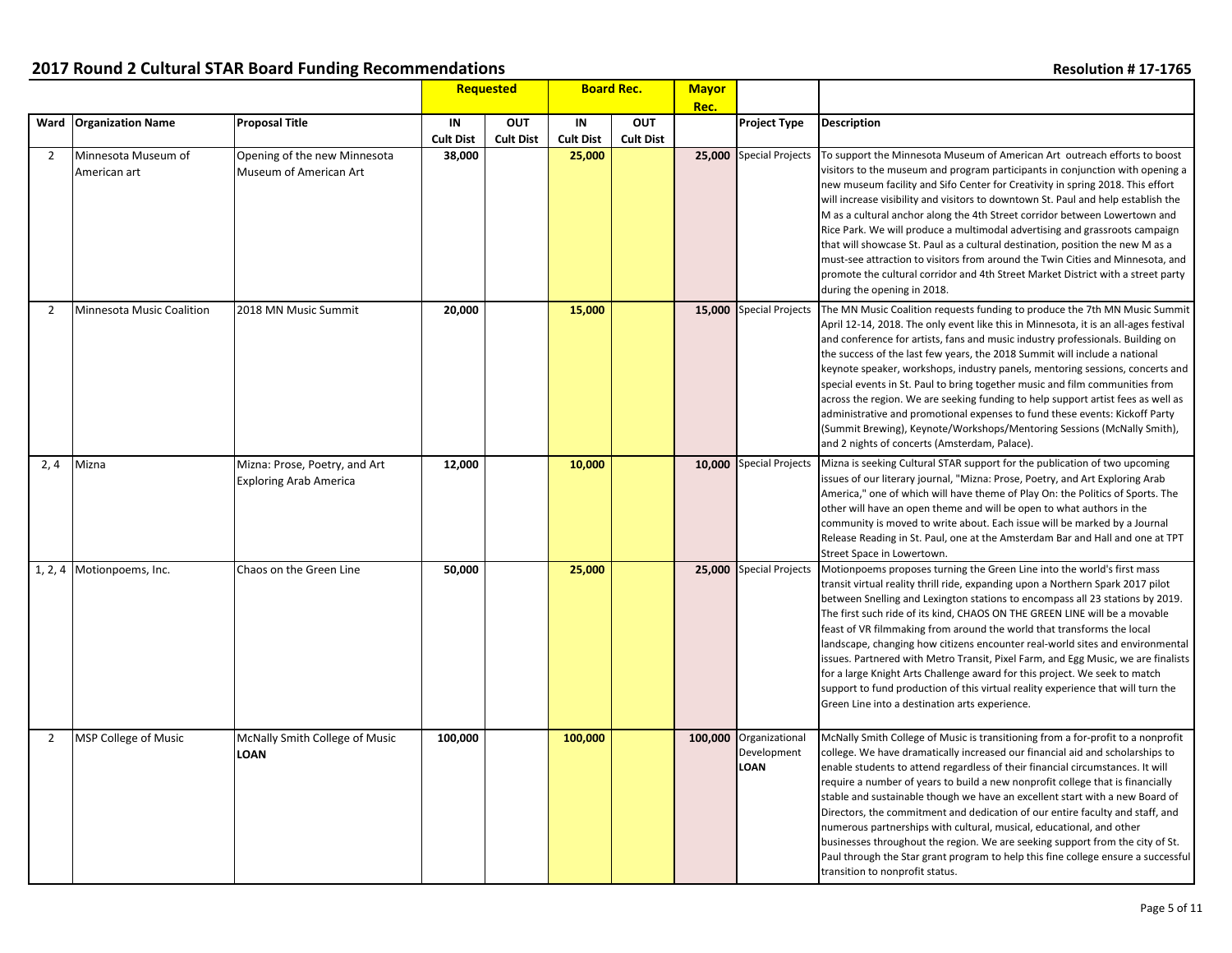## 2017 Round 2 Cultural STAR Board Funding Recommendations

Resolution # 17-1765

| Ward | Organization Name | Proposal Title | Requested | | Board Rec. | | Mayor Rec. | Project Type | Description |
|---|---|---|---|---|---|---|---|---|---|
| | | | IN Cult Dist | OUT Cult Dist | IN Cult Dist | OUT Cult Dist | | | |
| 2 | Minnesota Museum of American art | Opening of the new Minnesota Museum of American Art | **38,000** | | **25,000** | | **25,000** | Special Projects | To support the Minnesota Museum of American Art outreach efforts to boost visitors to the museum and program participants in conjunction with opening a new museum facility and Sifo Center for Creativity in spring 2018. This effort will increase visibility and visitors to downtown St. Paul and help establish the M as a cultural anchor along the 4th Street corridor between Lowertown and Rice Park. We will produce a multimodal advertising and grassroots campaign that will showcase St. Paul as a cultural destination, position the new M as a must-see attraction to visitors from around the Twin Cities and Minnesota, and promote the cultural corridor and 4th Street Market District with a street party during the opening in 2018. |
| 2 | Minnesota Music Coalition | 2018 MN Music Summit | **20,000** | | **15,000** | | **15,000** | Special Projects | The MN Music Coalition requests funding to produce the 7th MN Music Summit April 12-14, 2018. The only event like this in Minnesota, it is an all-ages festival and conference for artists, fans and music industry professionals. Building on the success of the last few years, the 2018 Summit will include a national keynote speaker, workshops, industry panels, mentoring sessions, concerts and special events in St. Paul to bring together music and film communities from across the region. We are seeking funding to help support artist fees as well as administrative and promotional expenses to fund these events: Kickoff Party (Summit Brewing), Keynote/Workshops/Mentoring Sessions (McNally Smith), and 2 nights of concerts (Amsterdam, Palace). |
| 2, 4 | Mizna | Mizna: Prose, Poetry, and Art Exploring Arab America | **12,000** | | **10,000** | | **10,000** | Special Projects | Mizna is seeking Cultural STAR support for the publication of two upcoming issues of our literary journal, "Mizna: Prose, Poetry, and Art Exploring Arab America," one of which will have theme of Play On: the Politics of Sports. The other will have an open theme and will be open to what authors in the community is moved to write about. Each issue will be marked by a Journal Release Reading in St. Paul, one at the Amsterdam Bar and Hall and one at TPT Street Space in Lowertown. |
| 1, 2, 4 | Motionpoems, Inc. | Chaos on the Green Line | **50,000** | | **25,000** | | **25,000** | Special Projects | Motionpoems proposes turning the Green Line into the world's first mass transit virtual reality thrill ride, expanding upon a Northern Spark 2017 pilot between Snelling and Lexington stations to encompass all 23 stations by 2019. The first such ride of its kind, CHAOS ON THE GREEN LINE will be a movable feast of VR filmmaking from around the world that transforms the local landscape, changing how citizens encounter real-world sites and environmental issues. Partnered with Metro Transit, Pixel Farm, and Egg Music, we are finalists for a large Knight Arts Challenge award for this project. We seek to match support to fund production of this virtual reality experience that will turn the Green Line into a destination arts experience. |
| 2 | MSP College of Music | McNally Smith College of Music **LOAN** | **100,000** | | **100,000** | | **100,000** | Organizational Development **LOAN** | McNally Smith College of Music is transitioning from a for-profit to a nonprofit college. We have dramatically increased our financial aid and scholarships to enable students to attend regardless of their financial circumstances. It will require a number of years to build a new nonprofit college that is financially stable and sustainable though we have an excellent start with a new Board of Directors, the commitment and dedication of our entire faculty and staff, and numerous partnerships with cultural, musical, educational, and other businesses throughout the region. We are seeking support from the city of St. Paul through the Star grant program to help this fine college ensure a successful transition to nonprofit status. |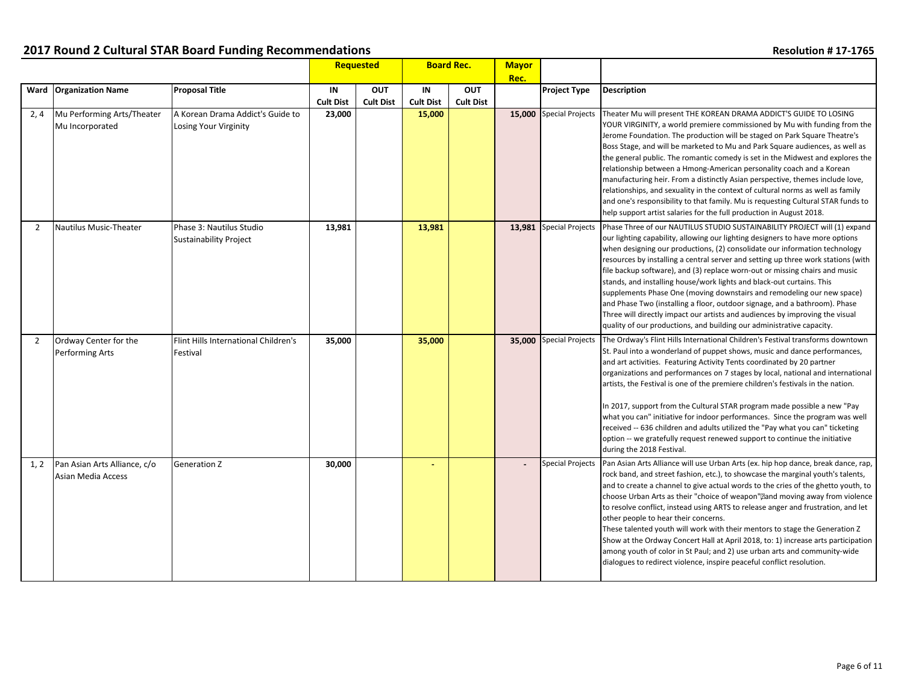## 2017 Round 2 Cultural STAR Board Funding Recommendations

**Resolution # 17-1765**

| | | | Requested | | Board Rec. | | Mayor Rec. | | |
|---|---|---|---|---|---|---|---|---|---|
| Ward | Organization Name | Proposal Title | IN Cult Dist | OUT Cult Dist | IN Cult Dist | OUT Cult Dist | | Project Type | Description |
| 2, 4 | Mu Performing Arts/Theater Mu Incorporated | A Korean Drama Addict's Guide to Losing Your Virginity | 23,000 | | 15,000 | | 15,000 | Special Projects | Theater Mu will present THE KOREAN DRAMA ADDICT'S GUIDE TO LOSING YOUR VIRGINITY, a world premiere commissioned by Mu with funding from the Jerome Foundation. The production will be staged on Park Square Theatre's Boss Stage, and will be marketed to Mu and Park Square audiences, as well as the general public. The romantic comedy is set in the Midwest and explores the relationship between a Hmong-American personality coach and a Korean manufacturing heir. From a distinctly Asian perspective, themes include love, relationships, and sexuality in the context of cultural norms as well as family and one's responsibility to that family. Mu is requesting Cultural STAR funds to help support artist salaries for the full production in August 2018. |
| 2 | Nautilus Music-Theater | Phase 3: Nautilus Studio Sustainability Project | 13,981 | | 13,981 | | 13,981 | Special Projects | Phase Three of our NAUTILUS STUDIO SUSTAINABILITY PROJECT will (1) expand our lighting capability, allowing our lighting designers to have more options when designing our productions, (2) consolidate our information technology resources by installing a central server and setting up three work stations (with file backup software), and (3) replace worn-out or missing chairs and music stands, and installing house/work lights and black-out curtains. This supplements Phase One (moving downstairs and remodeling our new space) and Phase Two (installing a floor, outdoor signage, and a bathroom). Phase Three will directly impact our artists and audiences by improving the visual quality of our productions, and building our administrative capacity. |
| 2 | Ordway Center for the Performing Arts | Flint Hills International Children's Festival | 35,000 | | 35,000 | | 35,000 | Special Projects | The Ordway's Flint Hills International Children's Festival transforms downtown St. Paul into a wonderland of puppet shows, music and dance performances, and art activities. Featuring Activity Tents coordinated by 20 partner organizations and performances on 7 stages by local, national and international artists, the Festival is one of the premiere children's festivals in the nation.<br><br>In 2017, support from the Cultural STAR program made possible a new "Pay what you can" initiative for indoor performances. Since the program was well received -- 636 children and adults utilized the "Pay what you can" ticketing option -- we gratefully request renewed support to continue the initiative during the 2018 Festival. |
| 1, 2 | Pan Asian Arts Alliance, c/o Asian Media Access | Generation Z | 30,000 | | - | | - | Special Projects | Pan Asian Arts Alliance will use Urban Arts (ex. hip hop dance, break dance, rap, rock band, and street fashion, etc.), to showcase the marginal youth's talents, and to create a channel to give actual words to the cries of the ghetto youth, to choose Urban Arts as their "choice of weapon" and moving away from violence to resolve conflict, instead using ARTS to release anger and frustration, and let other people to hear their concerns.<br>These talented youth will work with their mentors to stage the Generation Z Show at the Ordway Concert Hall at April 2018, to: 1) increase arts participation among youth of color in St Paul; and 2) use urban arts and community-wide dialogues to redirect violence, inspire peaceful conflict resolution. |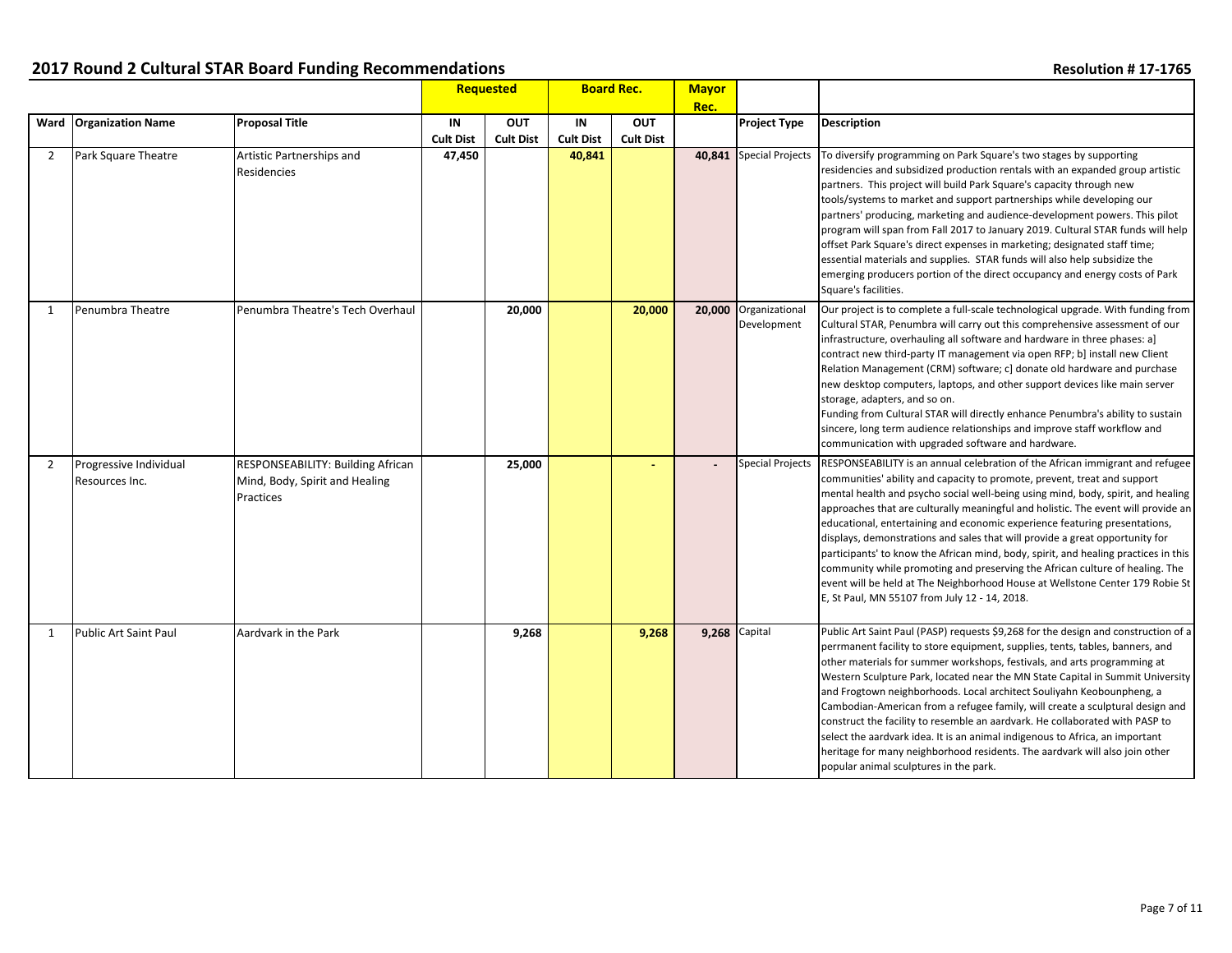## 2017 Round 2 Cultural STAR Board Funding Recommendations

**Resolution # 17-1765**

| | | | Requested | | Board Rec. | | Mayor Rec. | | |
|---|---|---|---|---|---|---|---|---|---|
| Ward | Organization Name | Proposal Title | IN Cult Dist | OUT Cult Dist | IN Cult Dist | OUT Cult Dist | | Project Type | Description |
| 2 | Park Square Theatre | Artistic Partnerships and Residencies | 47,450 | | 40,841 | | 40,841 | Special Projects | To diversify programming on Park Square's two stages by supporting residencies and subsidized production rentals with an expanded group artistic partners. This project will build Park Square's capacity through new tools/systems to market and support partnerships while developing our partners' producing, marketing and audience-development powers. This pilot program will span from Fall 2017 to January 2019. Cultural STAR funds will help offset Park Square's direct expenses in marketing; designated staff time; essential materials and supplies. STAR funds will also help subsidize the emerging producers portion of the direct occupancy and energy costs of Park Square's facilities. |
| 1 | Penumbra Theatre | Penumbra Theatre's Tech Overhaul | | 20,000 | | 20,000 | 20,000 | Organizational Development | Our project is to complete a full-scale technological upgrade. With funding from Cultural STAR, Penumbra will carry out this comprehensive assessment of our infrastructure, overhauling all software and hardware in three phases: a] contract new third-party IT management via open RFP; b] install new Client Relation Management (CRM) software; c] donate old hardware and purchase new desktop computers, laptops, and other support devices like main server storage, adapters, and so on. Funding from Cultural STAR will directly enhance Penumbra's ability to sustain sincere, long term audience relationships and improve staff workflow and communication with upgraded software and hardware. |
| 2 | Progressive Individual Resources Inc. | RESPONSEABILITY: Building African Mind, Body, Spirit and Healing Practices | | 25,000 | | - | - | Special Projects | RESPONSEABILITY is an annual celebration of the African immigrant and refugee communities' ability and capacity to promote, prevent, treat and support mental health and psycho social well-being using mind, body, spirit, and healing approaches that are culturally meaningful and holistic. The event will provide an educational, entertaining and economic experience featuring presentations, displays, demonstrations and sales that will provide a great opportunity for participants' to know the African mind, body, spirit, and healing practices in this community while promoting and preserving the African culture of healing. The event will be held at The Neighborhood House at Wellstone Center 179 Robie St E, St Paul, MN 55107 from July 12 - 14, 2018. |
| 1 | Public Art Saint Paul | Aardvark in the Park | | 9,268 | | 9,268 | 9,268 | Capital | Public Art Saint Paul (PASP) requests $9,268 for the design and construction of a perrmanent facility to store equipment, supplies, tents, tables, banners, and other materials for summer workshops, festivals, and arts programming at Western Sculpture Park, located near the MN State Capital in Summit University and Frogtown neighborhoods. Local architect Souliyahn Keobounpheng, a Cambodian-American from a refugee family, will create a sculptural design and construct the facility to resemble an aardvark. He collaborated with PASP to select the aardvark idea. It is an animal indigenous to Africa, an important heritage for many neighborhood residents. The aardvark will also join other popular animal sculptures in the park. |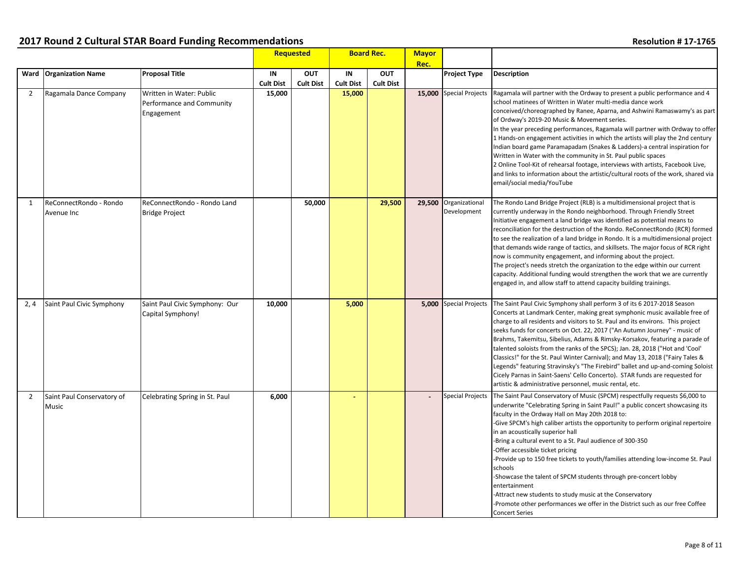## 2017 Round 2 Cultural STAR Board Funding Recommendations

Resolution # 17-1765

| | | | Requested | | Board Rec. | | Mayor Rec. | | |
|---|---|---|---|---|---|---|---|---|---|
| Ward | Organization Name | Proposal Title | IN Cult Dist | OUT Cult Dist | IN Cult Dist | OUT Cult Dist | | Project Type | Description |
| 2 | Ragamala Dance Company | Written in Water: Public Performance and Community Engagement | 15,000 | | 15,000 | | 15,000 | Special Projects | Ragamala will partner with the Ordway to present a public performance and 4 school matinees of Written in Water multi-media dance work conceived/choreographed by Ranee, Aparna, and Ashwini Ramaswamy's as part of Ordway's 2019-20 Music & Movement series.<br>In the year preceding performances, Ragamala will partner with Ordway to offer 1 Hands-on engagement activities in which the artists will play the 2nd century Indian board game Paramapadam (Snakes & Ladders)-a central inspiration for Written in Water with the community in St. Paul public spaces<br>2 Online Tool-Kit of rehearsal footage, interviews with artists, Facebook Live, and links to information about the artistic/cultural roots of the work, shared via email/social media/YouTube |
| 1 | ReConnectRondo - Rondo Avenue Inc | ReConnectRondo - Rondo Land Bridge Project | | 50,000 | | 29,500 | 29,500 | Organizational Development | The Rondo Land Bridge Project (RLB) is a multidimensional project that is currently underway in the Rondo neighborhood. Through Friendly Street Initiative engagement a land bridge was identified as potential means to reconciliation for the destruction of the Rondo. ReConnectRondo (RCR) formed to see the realization of a land bridge in Rondo. It is a multidimensional project that demands wide range of tactics, and skillsets. The major focus of RCR right now is community engagement, and informing about the project.<br>The project's needs stretch the organization to the edge within our current capacity. Additional funding would strengthen the work that we are currently engaged in, and allow staff to attend capacity building trainings. |
| 2, 4 | Saint Paul Civic Symphony | Saint Paul Civic Symphony: Our Capital Symphony! | 10,000 | | 5,000 | | 5,000 | Special Projects | The Saint Paul Civic Symphony shall perform 3 of its 6 2017-2018 Season Concerts at Landmark Center, making great symphonic music available free of charge to all residents and visitors to St. Paul and its environs. This project seeks funds for concerts on Oct. 22, 2017 ("An Autumn Journey" - music of Brahms, Takemitsu, Sibelius, Adams & Rimsky-Korsakov, featuring a parade of talented soloists from the ranks of the SPCS); Jan. 28, 2018 ("Hot and 'Cool' Classics!" for the St. Paul Winter Carnival); and May 13, 2018 ("Fairy Tales & Legends" featuring Stravinsky's "The Firebird" ballet and up-and-coming Soloist Cicely Parnas in Saint-Saens' Cello Concerto). STAR funds are requested for artistic & administrative personnel, music rental, etc. |
| 2 | Saint Paul Conservatory of Music | Celebrating Spring in St. Paul | 6,000 | | - | | - | Special Projects | The Saint Paul Conservatory of Music (SPCM) respectfully requests $6,000 to underwrite "Celebrating Spring in Saint Paul!" a public concert showcasing its faculty in the Ordway Hall on May 20th 2018 to:<br>-Give SPCM's high caliber artists the opportunity to perform original repertoire in an acoustically superior hall<br>-Bring a cultural event to a St. Paul audience of 300-350<br>-Offer accessible ticket pricing<br>-Provide up to 150 free tickets to youth/families attending low-income St. Paul schools<br>-Showcase the talent of SPCM students through pre-concert lobby entertainment<br>-Attract new students to study music at the Conservatory<br>-Promote other performances we offer in the District such as our free Coffee Concert Series |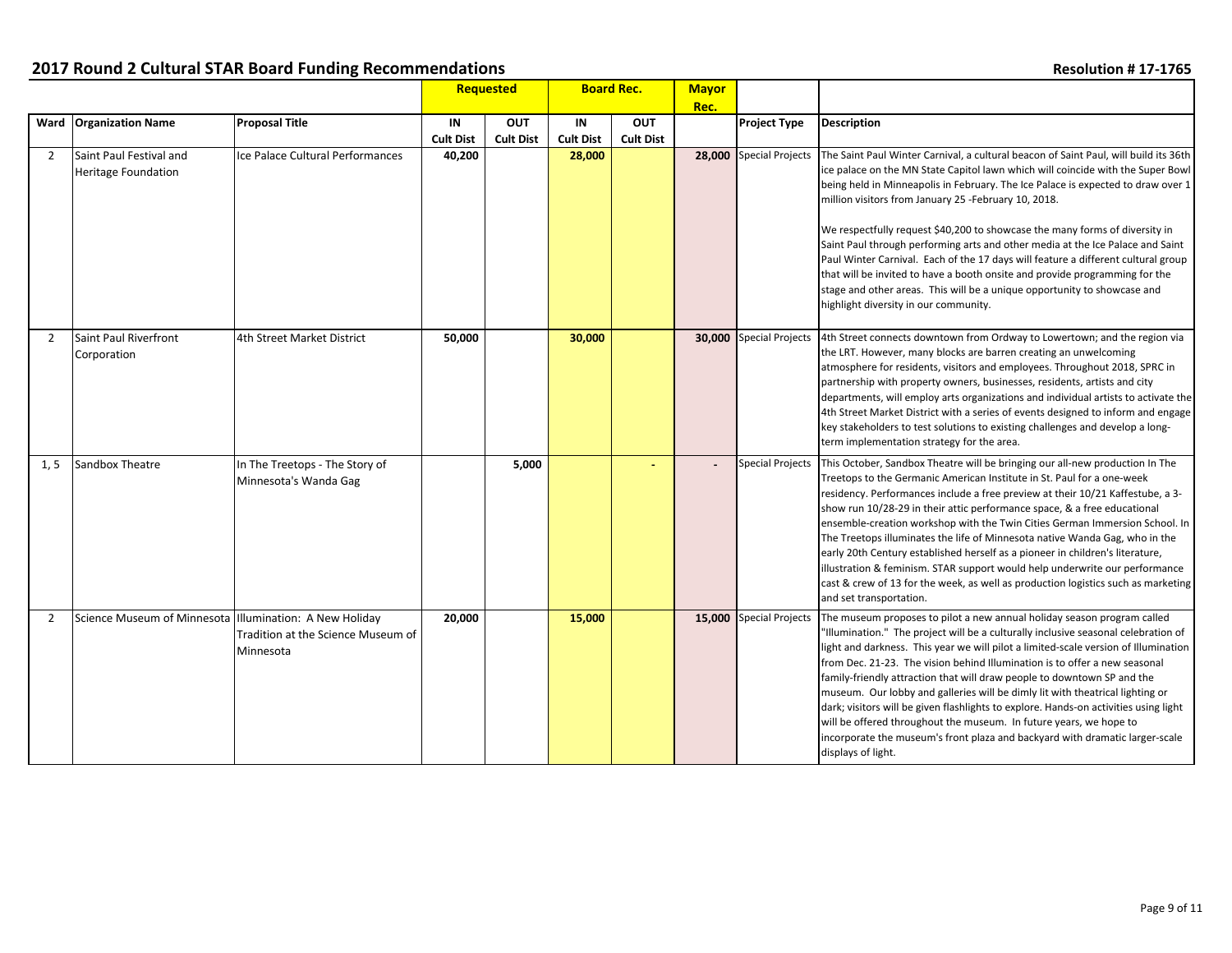## 2017 Round 2 Cultural STAR Board Funding Recommendations

**Resolution # 17-1765**

| Ward | Organization Name | Proposal Title | Requested IN Cult Dist | Requested OUT Cult Dist | Board Rec. IN Cult Dist | Board Rec. OUT Cult Dist | Mayor Rec. | Project Type | Description |
|---|---|---|---|---|---|---|---|---|---|
| 2 | Saint Paul Festival and Heritage Foundation | Ice Palace Cultural Performances | 40,200 | | 28,000 | | 28,000 | Special Projects | The Saint Paul Winter Carnival, a cultural beacon of Saint Paul, will build its 36th ice palace on the MN State Capitol lawn which will coincide with the Super Bowl being held in Minneapolis in February. The Ice Palace is expected to draw over 1 million visitors from January 25 -February 10, 2018.<br><br>We respectfully request $40,200 to showcase the many forms of diversity in Saint Paul through performing arts and other media at the Ice Palace and Saint Paul Winter Carnival. Each of the 17 days will feature a different cultural group that will be invited to have a booth onsite and provide programming for the stage and other areas. This will be a unique opportunity to showcase and highlight diversity in our community. |
| 2 | Saint Paul Riverfront Corporation | 4th Street Market District | 50,000 | | 30,000 | | 30,000 | Special Projects | 4th Street connects downtown from Ordway to Lowertown; and the region via the LRT. However, many blocks are barren creating an unwelcoming atmosphere for residents, visitors and employees. Throughout 2018, SPRC in partnership with property owners, businesses, residents, artists and city departments, will employ arts organizations and individual artists to activate the 4th Street Market District with a series of events designed to inform and engage key stakeholders to test solutions to existing challenges and develop a long-term implementation strategy for the area. |
| 1, 5 | Sandbox Theatre | In The Treetops - The Story of Minnesota's Wanda Gag | | 5,000 | | - | - | Special Projects | This October, Sandbox Theatre will be bringing our all-new production In The Treetops to the Germanic American Institute in St. Paul for a one-week residency. Performances include a free preview at their 10/21 Kaffestube, a 3-show run 10/28-29 in their attic performance space, & a free educational ensemble-creation workshop with the Twin Cities German Immersion School. In The Treetops illuminates the life of Minnesota native Wanda Gag, who in the early 20th Century established herself as a pioneer in children's literature, illustration & feminism. STAR support would help underwrite our performance cast & crew of 13 for the week, as well as production logistics such as marketing and set transportation. |
| 2 | Science Museum of Minnesota | Illumination: A New Holiday Tradition at the Science Museum of Minnesota | 20,000 | | 15,000 | | 15,000 | Special Projects | The museum proposes to pilot a new annual holiday season program called "Illumination." The project will be a culturally inclusive seasonal celebration of light and darkness. This year we will pilot a limited-scale version of Illumination from Dec. 21-23. The vision behind Illumination is to offer a new seasonal family-friendly attraction that will draw people to downtown SP and the museum. Our lobby and galleries will be dimly lit with theatrical lighting or dark; visitors will be given flashlights to explore. Hands-on activities using light will be offered throughout the museum. In future years, we hope to incorporate the museum's front plaza and backyard with dramatic larger-scale displays of light. |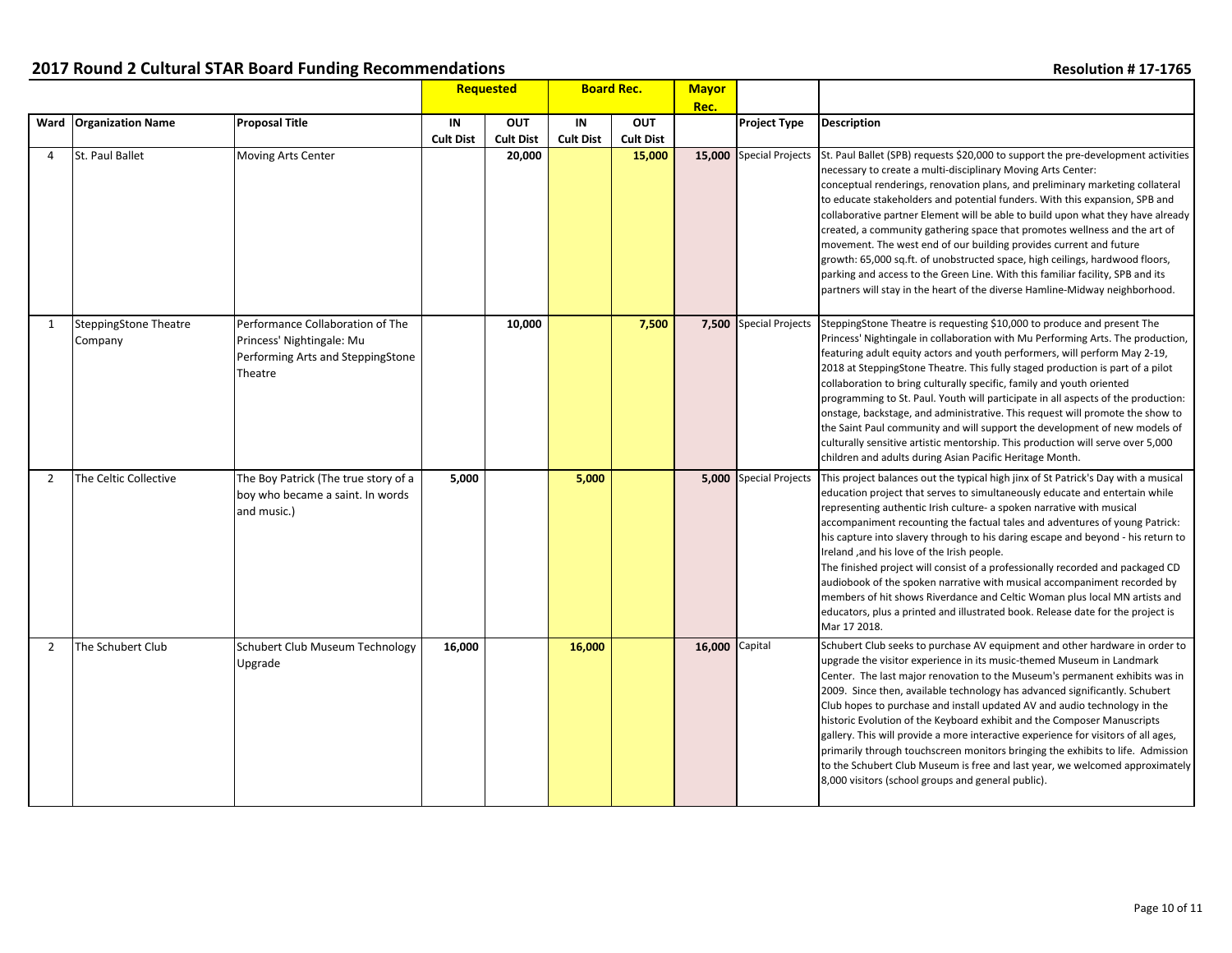## 2017 Round 2 Cultural STAR Board Funding Recommendations

**Resolution # 17-1765**

| | | | Requested | | Board Rec. | | Mayor Rec. | | |
|---|---|---|---|---|---|---|---|---|---|
| **Ward** | **Organization Name** | **Proposal Title** | **IN Cult Dist** | **OUT Cult Dist** | **IN Cult Dist** | **OUT Cult Dist** | | **Project Type** | **Description** |
| 4 | St. Paul Ballet | Moving Arts Center | | 20,000 | | 15,000 | 15,000 | Special Projects | St. Paul Ballet (SPB) requests $20,000 to support the pre-development activities necessary to create a multi-disciplinary Moving Arts Center: conceptual renderings, renovation plans, and preliminary marketing collateral to educate stakeholders and potential funders. With this expansion, SPB and collaborative partner Element will be able to build upon what they have already created, a community gathering space that promotes wellness and the art of movement. The west end of our building provides current and future growth: 65,000 sq.ft. of unobstructed space, high ceilings, hardwood floors, parking and access to the Green Line. With this familiar facility, SPB and its partners will stay in the heart of the diverse Hamline-Midway neighborhood. |
| 1 | SteppingStone Theatre Company | Performance Collaboration of The Princess' Nightingale: Mu Performing Arts and SteppingStone Theatre | | 10,000 | | 7,500 | 7,500 | Special Projects | SteppingStone Theatre is requesting $10,000 to produce and present The Princess' Nightingale in collaboration with Mu Performing Arts. The production, featuring adult equity actors and youth performers, will perform May 2-19, 2018 at SteppingStone Theatre. This fully staged production is part of a pilot collaboration to bring culturally specific, family and youth oriented programming to St. Paul. Youth will participate in all aspects of the production: onstage, backstage, and administrative. This request will promote the show to the Saint Paul community and will support the development of new models of culturally sensitive artistic mentorship. This production will serve over 5,000 children and adults during Asian Pacific Heritage Month. |
| 2 | The Celtic Collective | The Boy Patrick (The true story of a boy who became a saint. In words and music.) | 5,000 | | 5,000 | | 5,000 | Special Projects | This project balances out the typical high jinx of St Patrick's Day with a musical education project that serves to simultaneously educate and entertain while representing authentic Irish culture- a spoken narrative with musical accompaniment recounting the factual tales and adventures of young Patrick: his capture into slavery through to his daring escape and beyond - his return to Ireland ,and his love of the Irish people. The finished project will consist of a professionally recorded and packaged CD audiobook of the spoken narrative with musical accompaniment recorded by members of hit shows Riverdance and Celtic Woman plus local MN artists and educators, plus a printed and illustrated book. Release date for the project is Mar 17 2018. |
| 2 | The Schubert Club | Schubert Club Museum Technology Upgrade | 16,000 | | 16,000 | | 16,000 | Capital | Schubert Club seeks to purchase AV equipment and other hardware in order to upgrade the visitor experience in its music-themed Museum in Landmark Center. The last major renovation to the Museum's permanent exhibits was in 2009. Since then, available technology has advanced significantly. Schubert Club hopes to purchase and install updated AV and audio technology in the historic Evolution of the Keyboard exhibit and the Composer Manuscripts gallery. This will provide a more interactive experience for visitors of all ages, primarily through touchscreen monitors bringing the exhibits to life. Admission to the Schubert Club Museum is free and last year, we welcomed approximately 8,000 visitors (school groups and general public). |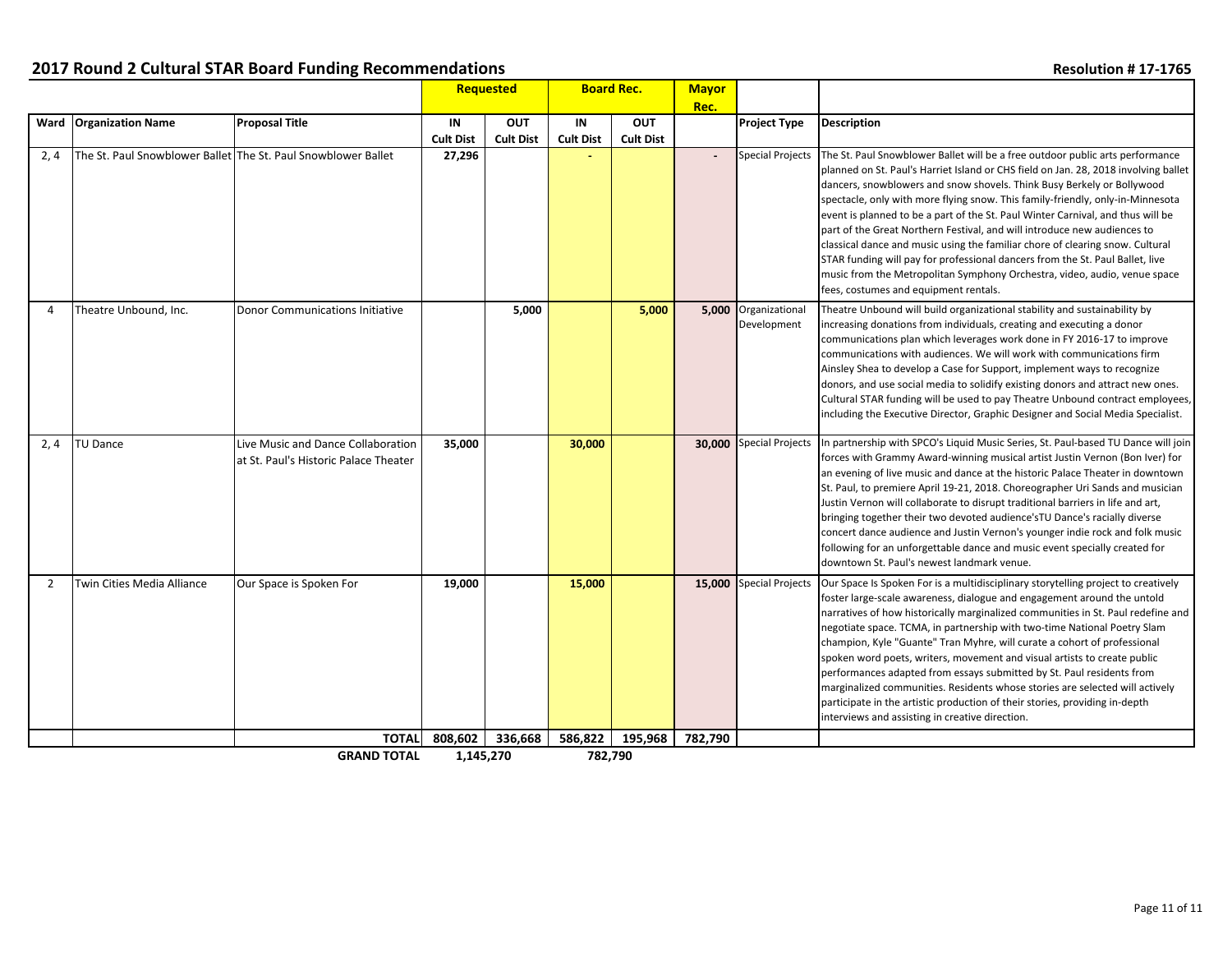## 2017 Round 2 Cultural STAR Board Funding Recommendations

Resolution # 17-1765

| | | | Requested | | Board Rec. | | Mayor Rec. | | |
|---|---|---|---|---|---|---|---|---|---|
| Ward | Organization Name | Proposal Title | IN Cult Dist | OUT Cult Dist | IN Cult Dist | OUT Cult Dist | | Project Type | Description |
| 2, 4 | The St. Paul Snowblower Ballet | The St. Paul Snowblower Ballet | 27,296 | | - | | - | Special Projects | The St. Paul Snowblower Ballet will be a free outdoor public arts performance planned on St. Paul's Harriet Island or CHS field on Jan. 28, 2018 involving ballet dancers, snowblowers and snow shovels. Think Busy Berkely or Bollywood spectacle, only with more flying snow. This family-friendly, only-in-Minnesota event is planned to be a part of the St. Paul Winter Carnival, and thus will be part of the Great Northern Festival, and will introduce new audiences to classical dance and music using the familiar chore of clearing snow. Cultural STAR funding will pay for professional dancers from the St. Paul Ballet, live music from the Metropolitan Symphony Orchestra, video, audio, venue space fees, costumes and equipment rentals. |
| 4 | Theatre Unbound, Inc. | Donor Communications Initiative | | 5,000 | | 5,000 | 5,000 | Organizational Development | Theatre Unbound will build organizational stability and sustainability by increasing donations from individuals, creating and executing a donor communications plan which leverages work done in FY 2016-17 to improve communications with audiences. We will work with communications firm Ainsley Shea to develop a Case for Support, implement ways to recognize donors, and use social media to solidify existing donors and attract new ones. Cultural STAR funding will be used to pay Theatre Unbound contract employees, including the Executive Director, Graphic Designer and Social Media Specialist. |
| 2, 4 | TU Dance | Live Music and Dance Collaboration at St. Paul's Historic Palace Theater | 35,000 | | 30,000 | | 30,000 | Special Projects | In partnership with SPCO's Liquid Music Series, St. Paul-based TU Dance will join forces with Grammy Award-winning musical artist Justin Vernon (Bon Iver) for an evening of live music and dance at the historic Palace Theater in downtown St. Paul, to premiere April 19-21, 2018. Choreographer Uri Sands and musician Justin Vernon will collaborate to disrupt traditional barriers in life and art, bringing together their two devoted audience'sTU Dance's racially diverse concert dance audience and Justin Vernon's younger indie rock and folk music following for an unforgettable dance and music event specially created for downtown St. Paul's newest landmark venue. |
| 2 | Twin Cities Media Alliance | Our Space is Spoken For | 19,000 | | 15,000 | | 15,000 | Special Projects | Our Space Is Spoken For is a multidisciplinary storytelling project to creatively foster large-scale awareness, dialogue and engagement around the untold narratives of how historically marginalized communities in St. Paul redefine and negotiate space. TCMA, in partnership with two-time National Poetry Slam champion, Kyle "Guante" Tran Myhre, will curate a cohort of professional spoken word poets, writers, movement and visual artists to create public performances adapted from essays submitted by St. Paul residents from marginalized communities. Residents whose stories are selected will actively participate in the artistic production of their stories, providing in-depth interviews and assisting in creative direction. |
| | | **TOTAL** | **808,602** | **336,668** | **586,822** | **195,968** | **782,790** | | |
| | | **GRAND TOTAL** | **1,145,270** | | **782,790** | | | | |